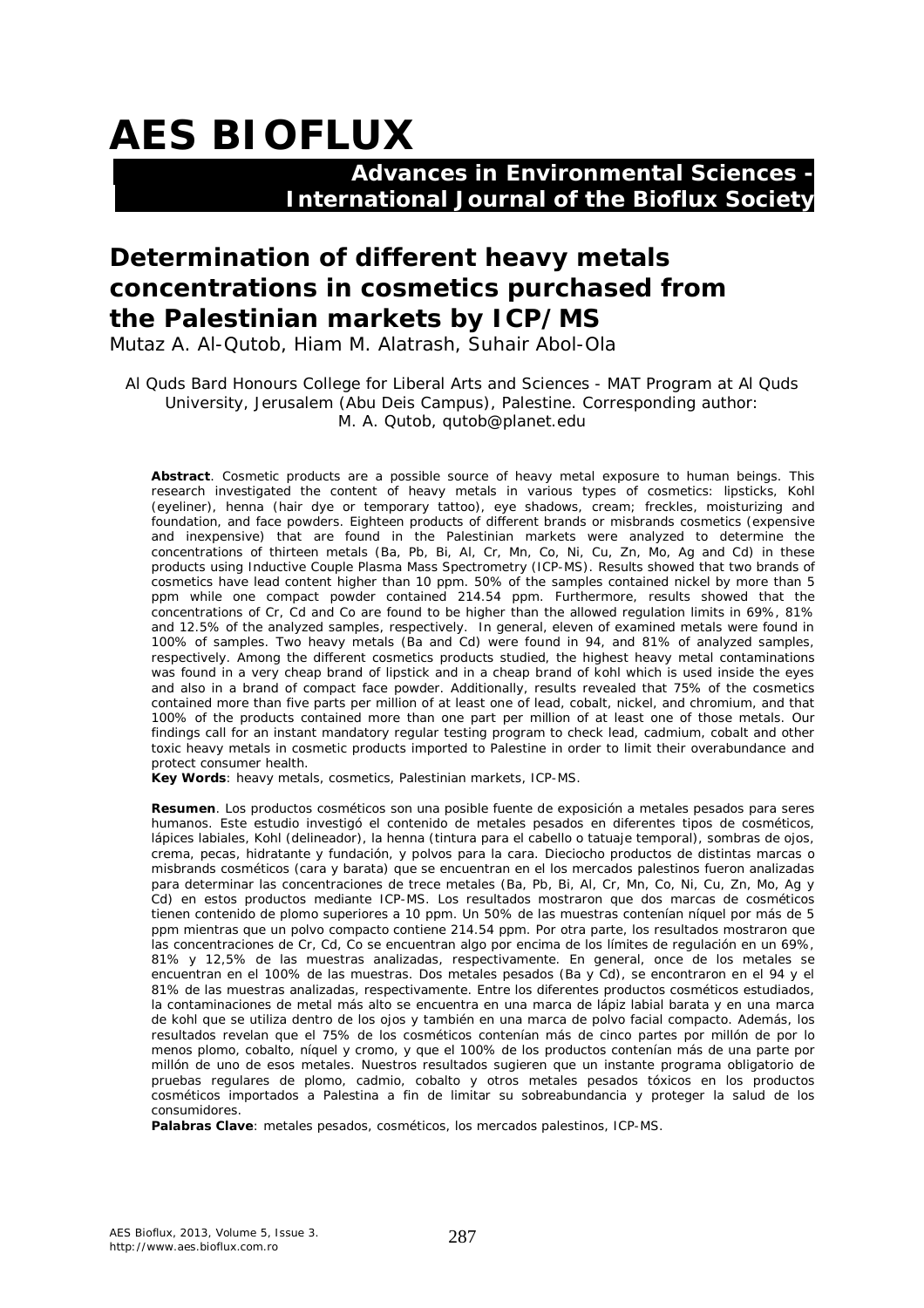# AES BIOFLUX

**Advances in Environmental Sciences - International Journal of the Bioflux Society**

## Determination of different heavy metals concentrations in cosmetics purchased from the Palestinian markets by ICP/MS

Mutaz A. Al-Qutob, Hiam M. Alatrash, Suhair Abol-Ola

Al Quds Bard Honours College for Liberal Arts and Sciences - MAT Program at Al Quds University, Jerusalem (Abu Deis Campus), Palestine. Corresponding author: M. A. Qutob, qutob@planet.edu

**Abstract**. Cosmetic products are a possible source of heavy metal exposure to human beings. This research investigated the content of heavy metals in various types of cosmetics: lipsticks, Kohl (eyeliner), henna (hair dye or temporary tattoo), eye shadows, cream; freckles, moisturizing and foundation, and face powders. Eighteen products of different brands or misbrands cosmetics (expensive and inexpensive) that are found in the Palestinian markets were analyzed to determine the concentrations of thirteen metals (Ba, Pb, Bi, Al, Cr, Mn, Co, Ni, Cu, Zn, Mo, Ag and Cd) in these products using Inductive Couple Plasma Mass Spectrometry (ICP-MS). Results showed that two brands of cosmetics have lead content higher than 10 ppm. 50% of the samples contained nickel by more than 5 ppm while one compact powder contained 214.54 ppm. Furthermore, results showed that the concentrations of Cr, Cd and Co are found to be higher than the allowed regulation limits in 69%, 81% and 12.5% of the analyzed samples, respectively. In general, eleven of examined metals were found in 100% of samples. Two heavy metals (Ba and Cd) were found in 94, and 81% of analyzed samples, respectively. Among the different cosmetics products studied, the highest heavy metal contaminations was found in a very cheap brand of lipstick and in a cheap brand of kohl which is used inside the eyes and also in a brand of compact face powder. Additionally, results revealed that 75% of the cosmetics contained more than five parts per million of at least one of lead, cobalt, nickel, and chromium, and that 100% of the products contained more than one part per million of at least one of those metals. Our findings call for an instant mandatory regular testing program to check lead, cadmium, cobalt and other toxic heavy metals in cosmetic products imported to Palestine in order to limit their overabundance and protect consumer health.

**Key Words**: heavy metals, cosmetics, Palestinian markets, ICP-MS.

**Resumen**. Los productos cosméticos son una posible fuente de exposición a metales pesados para seres humanos. Este estudio investigó el contenido de metales pesados en diferentes tipos de cosméticos, lápices labiales, Kohl (delineador), la henna (tintura para el cabello o tatuaje temporal), sombras de ojos, crema, pecas, hidratante y fundación, y polvos para la cara. Dieciocho productos de distintas marcas o misbrands cosméticos (cara y barata) que se encuentran en el los mercados palestinos fueron analizadas para determinar las concentraciones de trece metales (Ba, Pb, Bi, Al, Cr, Mn, Co, Ni, Cu, Zn, Mo, Ag y Cd) en estos productos mediante ICP-MS. Los resultados mostraron que dos marcas de cosméticos tienen contenido de plomo superiores a 10 ppm. Un 50% de las muestras contenían níquel por más de 5 ppm mientras que un polvo compacto contiene 214.54 ppm. Por otra parte, los resultados mostraron que las concentraciones de Cr, Cd, Co se encuentran algo por encima de los límites de regulación en un 69%, 81% y 12,5% de las muestras analizadas, respectivamente. En general, once de los metales se encuentran en el 100% de las muestras. Dos metales pesados (Ba y Cd), se encontraron en el 94 y el 81% de las muestras analizadas, respectivamente. Entre los diferentes productos cosméticos estudiados, la contaminaciones de metal más alto se encuentra en una marca de lápiz labial barata y en una marca de kohl que se utiliza dentro de los ojos y también en una marca de polvo facial compacto. Además, los resultados revelan que el 75% de los cosméticos contenían más de cinco partes por millón de por lo menos plomo, cobalto, níquel y cromo, y que el 100% de los productos contenían más de una parte por millón de uno de esos metales. Nuestros resultados sugieren que un instante programa obligatorio de pruebas regulares de plomo, cadmio, cobalto y otros metales pesados tóxicos en los productos cosméticos importados a Palestina a fin de limitar su sobreabundancia y proteger la salud de los consumidores.

**Palabras Clave**: metales pesados, cosméticos, los mercados palestinos, ICP-MS.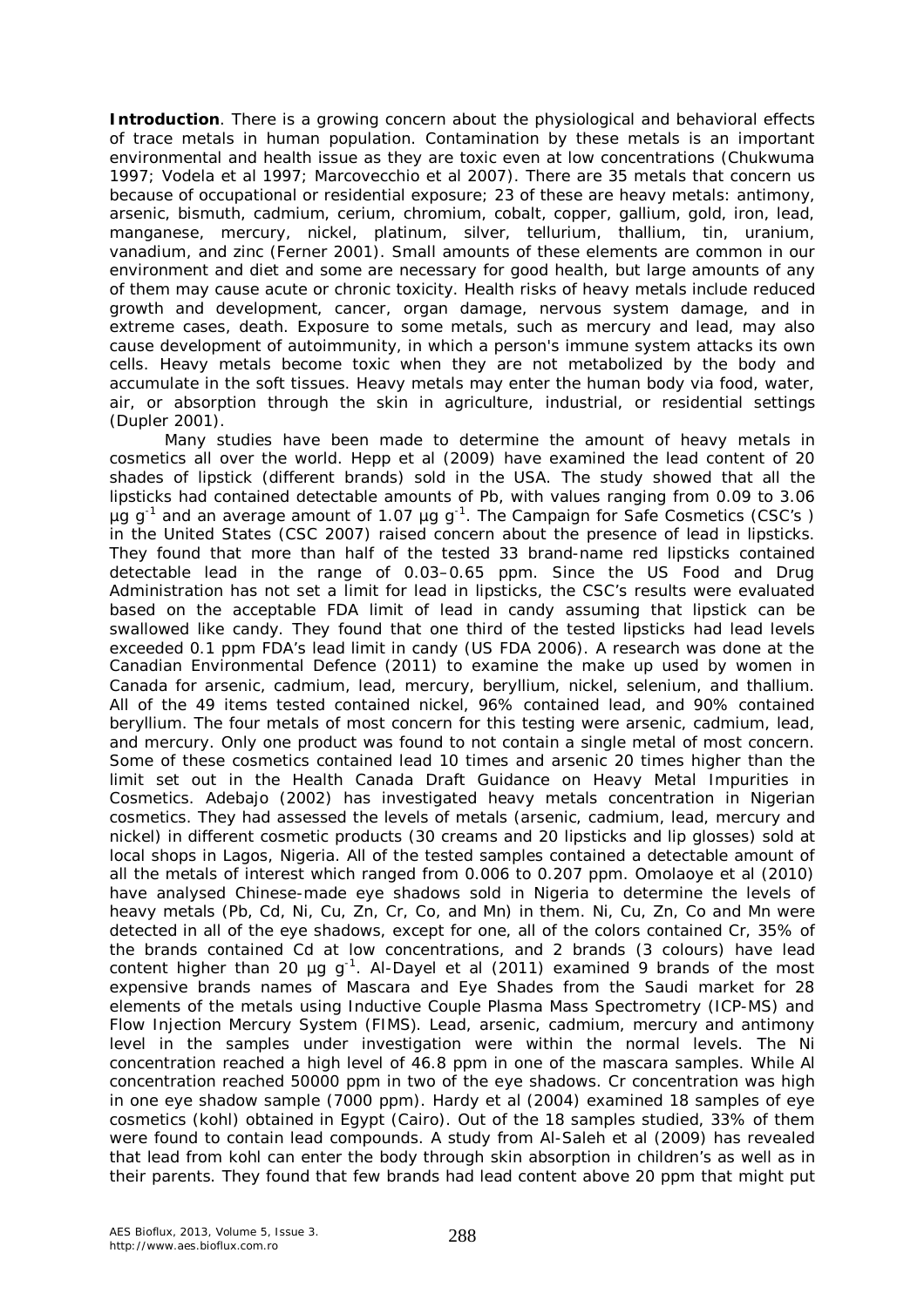**Introduction**. There is a growing concern about the physiological and behavioral effects of trace metals in human population. Contamination by these metals is an important environmental and health issue as they are toxic even at low concentrations (Chukwuma 1997; Vodela et al 1997; Marcovecchio et al 2007). There are 35 metals that concern us because of occupational or residential exposure; 23 of these are heavy metals: antimony, arsenic, bismuth, cadmium, cerium, chromium, cobalt, copper, gallium, gold, iron, lead, manganese, mercury, nickel, platinum, silver, tellurium, thallium, tin, uranium, vanadium, and zinc (Ferner 2001). Small amounts of these elements are common in our environment and diet and some are necessary for good health, but large amounts of any of them may cause acute or chronic toxicity. Health risks of heavy metals include reduced growth and development, cancer, organ damage, nervous system damage, and in extreme cases, death. Exposure to some metals, such as mercury and lead, may also cause development of autoimmunity, in which a person's immune system attacks its own cells. Heavy metals become toxic when they are not metabolized by the body and accumulate in the soft tissues. Heavy metals may enter the human body via food, water, air, or absorption through the skin in agriculture, industrial, or residential settings (Dupler 2001).

Many studies have been made to determine the amount of heavy metals in cosmetics all over the world. Hepp et al (2009) have examined the lead content of 20 shades of lipstick (different brands) sold in the USA. The study showed that all the lipsticks had contained detectable amounts of Pb, with values ranging from 0.09 to 3.06 $\mu g\ g^{-1}$ and an average amount of 1.07 $\mu g\ g^{-1}$. The Campaign for Safe Cosmetics (CSC's ) in the United States (CSC 2007) raised concern about the presence of lead in lipsticks. They found that more than half of the tested 33 brand-name red lipsticks contained detectable lead in the range of 0.03–0.65 ppm. Since the US Food and Drug Administration has not set a limit for lead in lipsticks, the CSC's results were evaluated based on the acceptable FDA limit of lead in candy assuming that lipstick can be swallowed like candy. They found that one third of the tested lipsticks had lead levels exceeded 0.1 ppm FDA's lead limit in candy (US FDA 2006). A research was done at the Canadian Environmental Defence (2011) to examine the make up used by women in Canada for arsenic, cadmium, lead, mercury, beryllium, nickel, selenium, and thallium. All of the 49 items tested contained nickel, 96% contained lead, and 90% contained beryllium. The four metals of most concern for this testing were arsenic, cadmium, lead, and mercury. Only one product was found to not contain a single metal of most concern. Some of these cosmetics contained lead 10 times and arsenic 20 times higher than the limit set out in the Health Canada Draft Guidance on Heavy Metal Impurities in Cosmetics. Adebajo (2002) has investigated heavy metals concentration in Nigerian cosmetics. They had assessed the levels of metals (arsenic, cadmium, lead, mercury and nickel) in different cosmetic products (30 creams and 20 lipsticks and lip glosses) sold at local shops in Lagos, Nigeria. All of the tested samples contained a detectable amount of all the metals of interest which ranged from 0.006 to 0.207 ppm. Omolaoye et al (2010) have analysed Chinese-made eye shadows sold in Nigeria to determine the levels of heavy metals (Pb, Cd, Ni, Cu, Zn, Cr, Co, and Mn) in them. Ni, Cu, Zn, Co and Mn were detected in all of the eye shadows, except for one, all of the colors contained Cr, 35% of the brands contained Cd at low concentrations, and 2 brands (3 colours) have lead content higher than 20 $\mu g\ g^{-1}$. Al-Dayel et al (2011) examined 9 brands of the most expensive brands names of Mascara and Eye Shades from the Saudi market for 28 elements of the metals using Inductive Couple Plasma Mass Spectrometry (ICP-MS) and Flow Injection Mercury System (FIMS). Lead, arsenic, cadmium, mercury and antimony level in the samples under investigation were within the normal levels. The Ni concentration reached a high level of 46.8 ppm in one of the mascara samples. While Al concentration reached 50000 ppm in two of the eye shadows. Cr concentration was high in one eye shadow sample (7000 ppm). Hardy et al (2004) examined 18 samples of eye cosmetics (kohl) obtained in Egypt (Cairo). Out of the 18 samples studied, 33% of them were found to contain lead compounds. A study from Al-Saleh et al (2009) has revealed that lead from kohl can enter the body through skin absorption in children's as well as in their parents. They found that few brands had lead content above 20 ppm that might put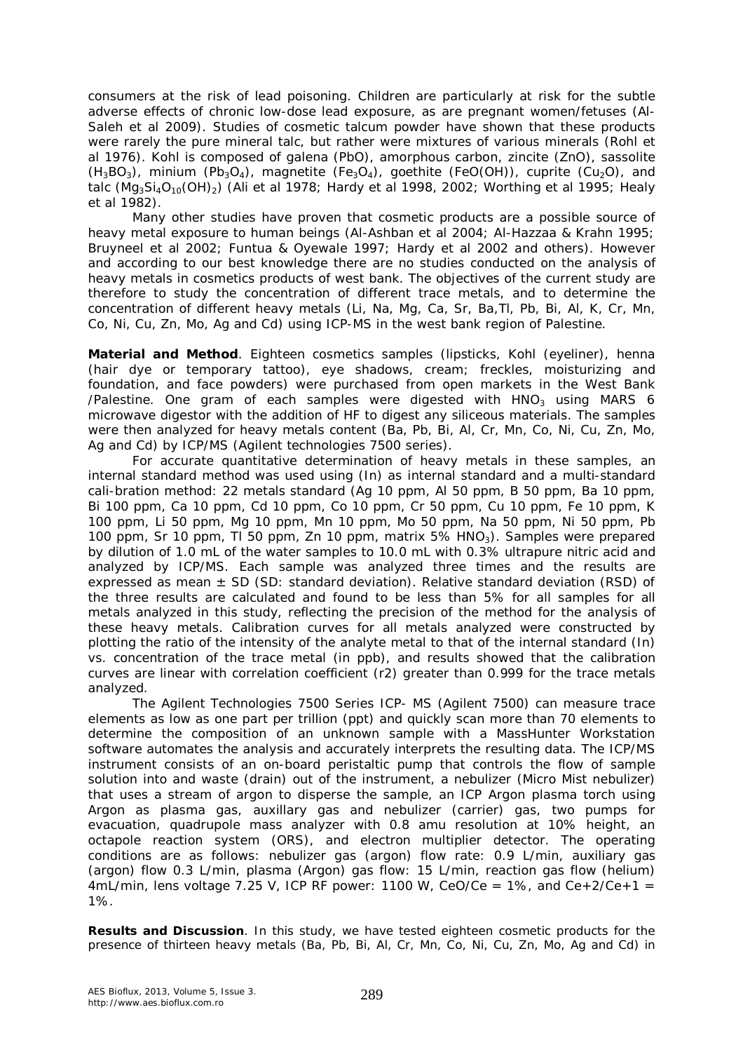consumers at the risk of lead poisoning. Children are particularly at risk for the subtle adverse effects of chronic low-dose lead exposure, as are pregnant women/fetuses (Al-Saleh et al 2009). Studies of cosmetic talcum powder have shown that these products were rarely the pure mineral talc, but rather were mixtures of various minerals (Rohl et al 1976). Kohl is composed of galena (PbO), amorphous carbon, zincite (ZnO), sassolite ($H_3BO_3$), minium ($Pb_3O_4$), magnetite ($Fe_3O_4$), goethite (FeO(OH)), cuprite ($Cu_2O$), and talc ($Mg_3Si_4O_{10}(OH)_2$) (Ali et al 1978; Hardy et al 1998, 2002; Worthing et al 1995; Healy et al 1982).

Many other studies have proven that cosmetic products are a possible source of heavy metal exposure to human beings (Al-Ashban et al 2004; Al-Hazzaa & Krahn 1995; Bruyneel et al 2002; Funtua & Oyewale 1997; Hardy et al 2002 and others). However and according to our best knowledge there are no studies conducted on the analysis of heavy metals in cosmetics products of west bank. The objectives of the current study are therefore to study the concentration of different trace metals, and to determine the concentration of different heavy metals (Li, Na, Mg, Ca, Sr, Ba,Tl, Pb, Bi, Al, K, Cr, Mn, Co, Ni, Cu, Zn, Mo, Ag and Cd) using ICP-MS in the west bank region of Palestine.

**Material and Method**. Eighteen cosmetics samples (lipsticks, Kohl (eyeliner), henna (hair dye or temporary tattoo), eye shadows, cream; freckles, moisturizing and foundation, and face powders) were purchased from open markets in the West Bank /Palestine. One gram of each samples were digested with $HNO_3$ using MARS 6 microwave digestor with the addition of HF to digest any siliceous materials. The samples were then analyzed for heavy metals content (Ba, Pb, Bi, Al, Cr, Mn, Co, Ni, Cu, Zn, Mo, Ag and Cd) by ICP/MS (Agilent technologies 7500 series).

For accurate quantitative determination of heavy metals in these samples, an internal standard method was used using (In) as internal standard and a multi-standard cali-bration method: 22 metals standard (Ag 10 ppm, Al 50 ppm, B 50 ppm, Ba 10 ppm, Bi 100 ppm, Ca 10 ppm, Cd 10 ppm, Co 10 ppm, Cr 50 ppm, Cu 10 ppm, Fe 10 ppm, K 100 ppm, Li 50 ppm, Mg 10 ppm, Mn 10 ppm, Mo 50 ppm, Na 50 ppm, Ni 50 ppm, Pb 100 ppm, Sr 10 ppm, Tl 50 ppm, Zn 10 ppm, matrix 5% $HNO_3$). Samples were prepared by dilution of 1.0 mL of the water samples to 10.0 mL with 0.3% ultrapure nitric acid and analyzed by ICP/MS. Each sample was analyzed three times and the results are expressed as mean ± SD (SD: standard deviation). Relative standard deviation (RSD) of the three results are calculated and found to be less than 5% for all samples for all metals analyzed in this study, reflecting the precision of the method for the analysis of these heavy metals. Calibration curves for all metals analyzed were constructed by plotting the ratio of the intensity of the analyte metal to that of the internal standard (In) vs. concentration of the trace metal (in ppb), and results showed that the calibration curves are linear with correlation coefficient (r2) greater than 0.999 for the trace metals analyzed.

The Agilent Technologies 7500 Series ICP- MS (Agilent 7500) can measure trace elements as low as one part per trillion (ppt) and quickly scan more than 70 elements to determine the composition of an unknown sample with a MassHunter Workstation software automates the analysis and accurately interprets the resulting data. The ICP/MS instrument consists of an on-board peristaltic pump that controls the flow of sample solution into and waste (drain) out of the instrument, a nebulizer (Micro Mist nebulizer) that uses a stream of argon to disperse the sample, an ICP Argon plasma torch using Argon as plasma gas, auxillary gas and nebulizer (carrier) gas, two pumps for evacuation, quadrupole mass analyzer with 0.8 amu resolution at 10% height, an octapole reaction system (ORS), and electron multiplier detector. The operating conditions are as follows: nebulizer gas (argon) flow rate: 0.9 L/min, auxiliary gas (argon) flow 0.3 L/min, plasma (Argon) gas flow: 15 L/min, reaction gas flow (helium) 4mL/min, lens voltage 7.25 V, ICP RF power: 1100 W, CeO/Ce = 1%, and $Ce^{+2}/Ce^{+1}$ = 1%.

**Results and Discussion**. In this study, we have tested eighteen cosmetic products for the presence of thirteen heavy metals (Ba, Pb, Bi, Al, Cr, Mn, Co, Ni, Cu, Zn, Mo, Ag and Cd) in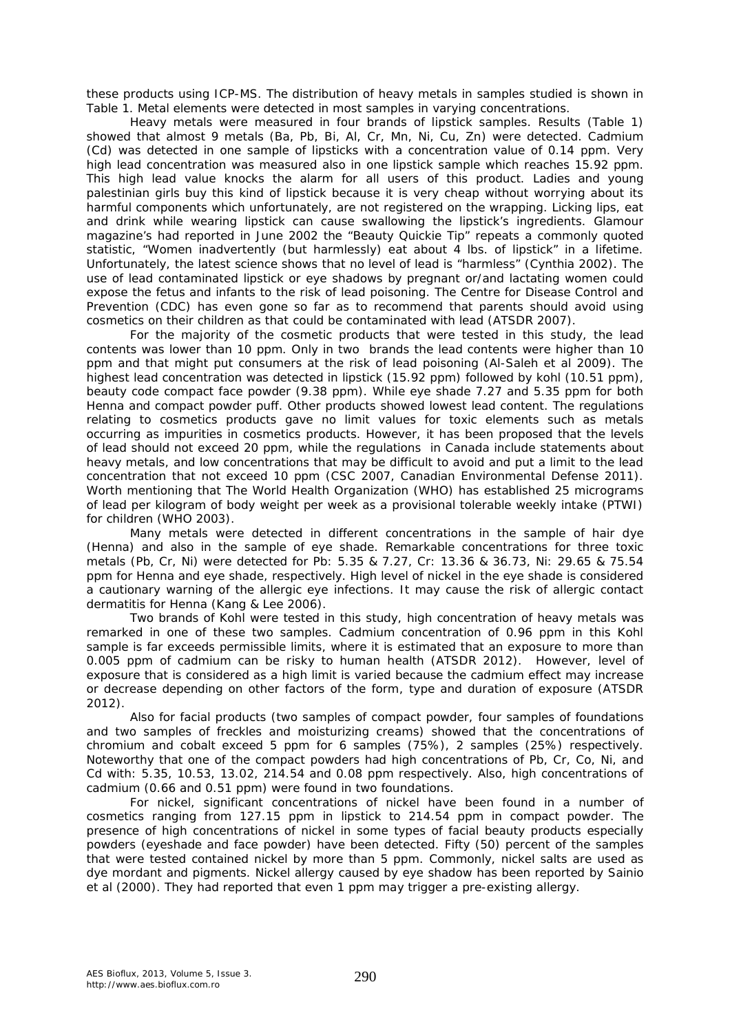these products using ICP-MS. The distribution of heavy metals in samples studied is shown in Table 1. Metal elements were detected in most samples in varying concentrations.

Heavy metals were measured in four brands of lipstick samples. Results (Table 1) showed that almost 9 metals (Ba, Pb, Bi, Al, Cr, Mn, Ni, Cu, Zn) were detected. Cadmium (Cd) was detected in one sample of lipsticks with a concentration value of 0.14 ppm. Very high lead concentration was measured also in one lipstick sample which reaches 15.92 ppm. This high lead value knocks the alarm for all users of this product. Ladies and young palestinian girls buy this kind of lipstick because it is very cheap without worrying about its harmful components which unfortunately, are not registered on the wrapping. Licking lips, eat and drink while wearing lipstick can cause swallowing the lipstick's ingredients. Glamour magazine's had reported in June 2002 the "Beauty Quickie Tip" repeats a commonly quoted statistic, "Women inadvertently (but harmlessly) eat about 4 lbs. of lipstick" in a lifetime. Unfortunately, the latest science shows that no level of lead is "harmless" (Cynthia 2002). The use of lead contaminated lipstick or eye shadows by pregnant or/and lactating women could expose the fetus and infants to the risk of lead poisoning. The Centre for Disease Control and Prevention (CDC) has even gone so far as to recommend that parents should avoid using cosmetics on their children as that could be contaminated with lead (ATSDR 2007).

For the majority of the cosmetic products that were tested in this study, the lead contents was lower than 10 ppm. Only in two brands the lead contents were higher than 10 ppm and that might put consumers at the risk of lead poisoning (Al-Saleh et al 2009). The highest lead concentration was detected in lipstick (15.92 ppm) followed by kohl (10.51 ppm), beauty code compact face powder (9.38 ppm). While eye shade 7.27 and 5.35 ppm for both Henna and compact powder puff. Other products showed lowest lead content. The regulations relating to cosmetics products gave no limit values for toxic elements such as metals occurring as impurities in cosmetics products. However, it has been proposed that the levels of lead should not exceed 20 ppm, while the regulations in Canada include statements about heavy metals, and low concentrations that may be difficult to avoid and put a limit to the lead concentration that not exceed 10 ppm (CSC 2007, Canadian Environmental Defense 2011). Worth mentioning that The World Health Organization (WHO) has established 25 micrograms of lead per kilogram of body weight per week as a provisional tolerable weekly intake (PTWI) for children (WHO 2003).

Many metals were detected in different concentrations in the sample of hair dye (Henna) and also in the sample of eye shade. Remarkable concentrations for three toxic metals (Pb, Cr, Ni) were detected for Pb: 5.35 & 7.27, Cr: 13.36 & 36.73, Ni: 29.65 & 75.54 ppm for Henna and eye shade, respectively. High level of nickel in the eye shade is considered a cautionary warning of the allergic eye infections. It may cause the risk of allergic contact dermatitis for Henna (Kang & Lee 2006).

Two brands of Kohl were tested in this study, high concentration of heavy metals was remarked in one of these two samples. Cadmium concentration of 0.96 ppm in this Kohl sample is far exceeds permissible limits, where it is estimated that an exposure to more than 0.005 ppm of cadmium can be risky to human health (ATSDR 2012). However, level of exposure that is considered as a high limit is varied because the cadmium effect may increase or decrease depending on other factors of the form, type and duration of exposure (ATSDR 2012).

Also for facial products (two samples of compact powder, four samples of foundations and two samples of freckles and moisturizing creams) showed that the concentrations of chromium and cobalt exceed 5 ppm for 6 samples (75%), 2 samples (25%) respectively. Noteworthy that one of the compact powders had high concentrations of Pb, Cr, Co, Ni, and Cd with: 5.35, 10.53, 13.02, 214.54 and 0.08 ppm respectively. Also, high concentrations of cadmium (0.66 and 0.51 ppm) were found in two foundations.

For nickel, significant concentrations of nickel have been found in a number of cosmetics ranging from 127.15 ppm in lipstick to 214.54 ppm in compact powder. The presence of high concentrations of nickel in some types of facial beauty products especially powders (eyeshade and face powder) have been detected. Fifty (50) percent of the samples that were tested contained nickel by more than 5 ppm. Commonly, nickel salts are used as dye mordant and pigments. Nickel allergy caused by eye shadow has been reported by Sainio et al (2000). They had reported that even 1 ppm may trigger a pre-existing allergy.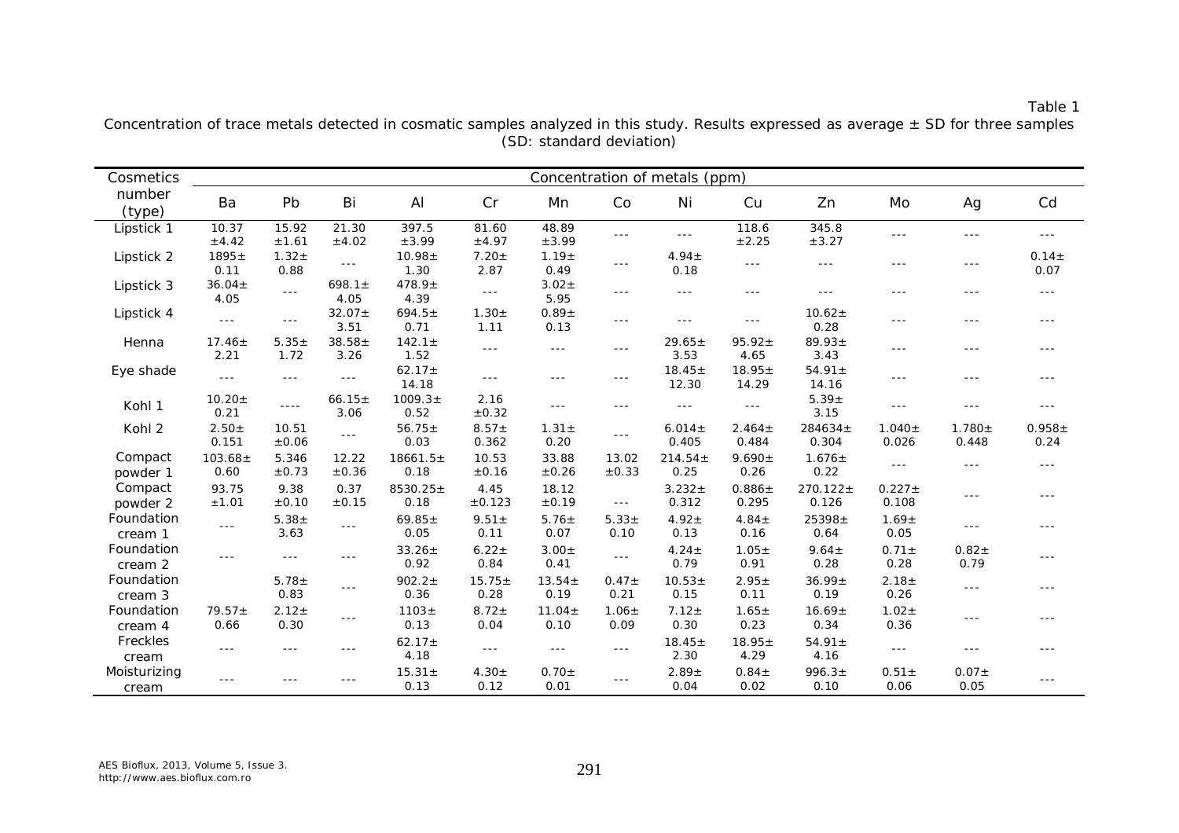Table 1

Concentration of trace metals detected in cosmatic samples analyzed in this study. Results expressed as average ± SD for three samples (SD: standard deviation)

| Cosmetics number (type) | Concentration of metals (ppm) | | | | | | | | | | | | |
|---|---|---|---|---|---|---|---|---|---|---|---|---|---|
| | Ba | Pb | Bi | Al | Cr | Mn | Co | Ni | Cu | Zn | Mo | Ag | Cd |
| Lipstick 1 | 10.37 ±4.42 | 15.92 ±1.61 | 21.30 ±4.02 | 397.5 ±3.99 | 81.60 ±4.97 | 48.89 ±3.99 | --- | --- | 118.6 ±2.25 | 345.8 ±3.27 | --- | --- | --- |
| Lipstick 2 | 1895± 0.11 | 1.32± 0.88 | --- | 10.98± 1.30 | 7.20± 2.87 | 1.19± 0.49 | --- | 4.94± 0.18 | --- | --- | --- | --- | 0.14± 0.07 |
| Lipstick 3 | 36.04± 4.05 | --- | 698.1± 4.05 | 478.9± 4.39 | --- | 3.02± 5.95 | --- | --- | --- | --- | --- | --- | --- |
| Lipstick 4 | --- | --- | 32.07± 3.51 | 694.5± 0.71 | 1.30± 1.11 | 0.89± 0.13 | --- | --- | --- | 10.62± 0.28 | --- | --- | --- |
| Henna | 17.46± 2.21 | 5.35± 1.72 | 38.58± 3.26 | 142.1± 1.52 | --- | --- | --- | 29.65± 3.53 | 95.92± 4.65 | 89.93± 3.43 | --- | --- | --- |
| Eye shade | --- | --- | --- | 62.17± 14.18 | --- | --- | --- | 18.45± 12.30 | 18.95± 14.29 | 54.91± 14.16 | --- | --- | --- |
| Kohl 1 | 10.20± 0.21 | ---- | 66.15± 3.06 | 1009.3± 0.52 | 2.16 ±0.32 | --- | --- | --- | --- | 5.39± 3.15 | --- | --- | --- |
| Kohl 2 | 2.50± 0.151 | 10.51 ±0.06 | --- | 56.75± 0.03 | 8.57± 0.362 | 1.31± 0.20 | --- | 6.014± 0.405 | 2.464± 0.484 | 284634± 0.304 | 1.040± 0.026 | 1.780± 0.448 | 0.958± 0.24 |
| Compact powder 1 | 103.68± 0.60 | 5.346 ±0.73 | 12.22 ±0.36 | 18661.5± 0.18 | 10.53 ±0.16 | 33.88 ±0.26 | 13.02 ±0.33 | 214.54± 0.25 | 9.690± 0.26 | 1.676± 0.22 | --- | --- | --- |
| Compact powder 2 | 93.75 ±1.01 | 9.38 ±0.10 | 0.37 ±0.15 | 8530.25± 0.18 | 4.45 ±0.123 | 18.12 ±0.19 | --- | 3.232± 0.312 | 0.886± 0.295 | 270.122± 0.126 | 0.227± 0.108 | --- | --- |
| Foundation cream 1 | --- | 5.38± 3.63 | --- | 69.85± 0.05 | 9.51± 0.11 | 5.76± 0.07 | 5.33± 0.10 | 4.92± 0.13 | 4.84± 0.16 | 25398± 0.64 | 1.69± 0.05 | --- | --- |
| Foundation cream 2 | --- | --- | --- | 33.26± 0.92 | 6.22± 0.84 | 3.00± 0.41 | --- | 4.24± 0.79 | 1.05± 0.91 | 9.64± 0.28 | 0.71± 0.28 | 0.82± 0.79 | --- |
| Foundation cream 3 | | 5.78± 0.83 | --- | 902.2± 0.36 | 15.75± 0.28 | 13.54± 0.19 | 0.47± 0.21 | 10.53± 0.15 | 2.95± 0.11 | 36.99± 0.19 | 2.18± 0.26 | --- | --- |
| Foundation cream 4 | 79.57± 0.66 | 2.12± 0.30 | --- | 1103± 0.13 | 8.72± 0.04 | 11.04± 0.10 | 1.06± 0.09 | 7.12± 0.30 | 1.65± 0.23 | 16.69± 0.34 | 1.02± 0.36 | --- | --- |
| Freckles cream | --- | --- | --- | 62.17± 4.18 | --- | --- | --- | 18.45± 2.30 | 18.95± 4.29 | 54.91± 4.16 | --- | --- | --- |
| Moisturizing cream | --- | --- | --- | 15.31± 0.13 | 4.30± 0.12 | 0.70± 0.01 | --- | 2.89± 0.04 | 0.84± 0.02 | 996.3± 0.10 | 0.51± 0.06 | 0.07± 0.05 | --- |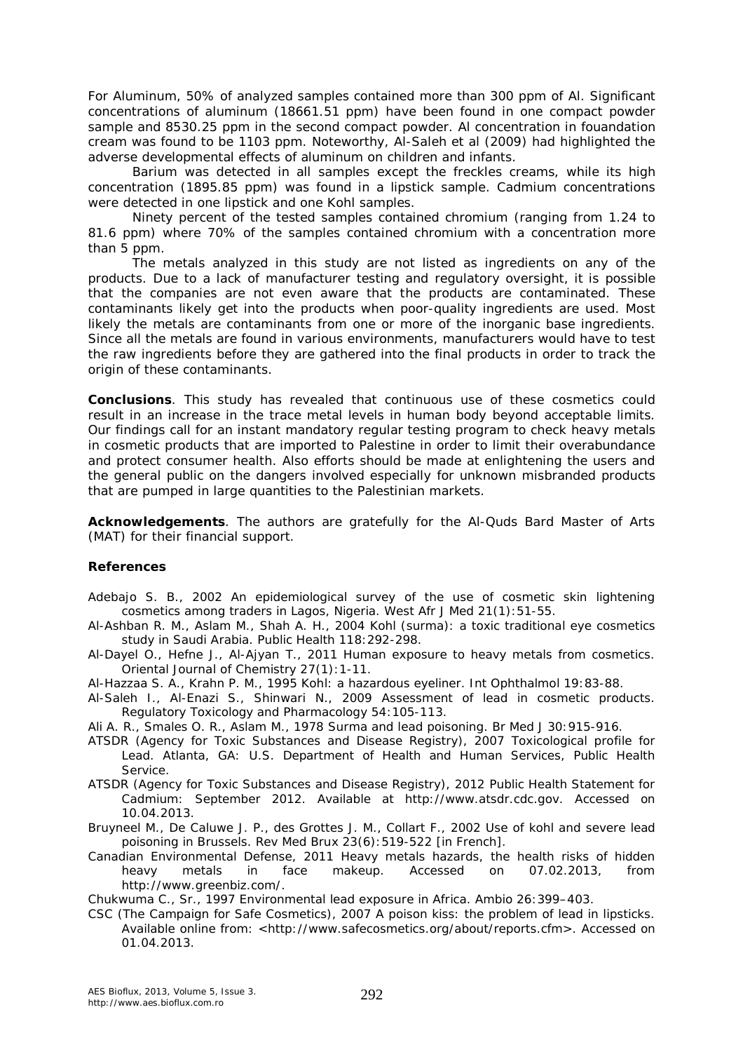For Aluminum, 50% of analyzed samples contained more than 300 ppm of Al. Significant concentrations of aluminum (18661.51 ppm) have been found in one compact powder sample and 8530.25 ppm in the second compact powder. Al concentration in fouandation cream was found to be 1103 ppm. Noteworthy, Al-Saleh et al (2009) had highlighted the adverse developmental effects of aluminum on children and infants.

Barium was detected in all samples except the freckles creams, while its high concentration (1895.85 ppm) was found in a lipstick sample. Cadmium concentrations were detected in one lipstick and one Kohl samples.

Ninety percent of the tested samples contained chromium (ranging from 1.24 to 81.6 ppm) where 70% of the samples contained chromium with a concentration more than 5 ppm.

The metals analyzed in this study are not listed as ingredients on any of the products. Due to a lack of manufacturer testing and regulatory oversight, it is possible that the companies are not even aware that the products are contaminated. These contaminants likely get into the products when poor-quality ingredients are used. Most likely the metals are contaminants from one or more of the inorganic base ingredients. Since all the metals are found in various environments, manufacturers would have to test the raw ingredients before they are gathered into the final products in order to track the origin of these contaminants.

**Conclusions**. This study has revealed that continuous use of these cosmetics could result in an increase in the trace metal levels in human body beyond acceptable limits. Our findings call for an instant mandatory regular testing program to check heavy metals in cosmetic products that are imported to Palestine in order to limit their overabundance and protect consumer health. Also efforts should be made at enlightening the users and the general public on the dangers involved especially for unknown misbranded products that are pumped in large quantities to the Palestinian markets.

**Acknowledgements**. The authors are gratefully for the Al-Quds Bard Master of Arts (MAT) for their financial support.

## References

Adebajo S. B., 2002 An epidemiological survey of the use of cosmetic skin lightening cosmetics among traders in Lagos, Nigeria. West Afr J Med 21(1):51-55.

Al-Ashban R. M., Aslam M., Shah A. H., 2004 Kohl (surma): a toxic traditional eye cosmetics study in Saudi Arabia. Public Health 118:292-298.

Al-Dayel O., Hefne J., Al-Ajyan T., 2011 Human exposure to heavy metals from cosmetics. Oriental Journal of Chemistry 27(1):1-11.

Al-Hazzaa S. A., Krahn P. M., 1995 Kohl: a hazardous eyeliner. Int Ophthalmol 19:83-88.

Al-Saleh I., Al-Enazi S., Shinwari N., 2009 Assessment of lead in cosmetic products. Regulatory Toxicology and Pharmacology 54:105-113.

Ali A. R., Smales O. R., Aslam M., 1978 Surma and lead poisoning. Br Med J 30:915-916.

ATSDR (Agency for Toxic Substances and Disease Registry), 2007 Toxicological profile for Lead. Atlanta, GA: U.S. Department of Health and Human Services, Public Health Service.

ATSDR (Agency for Toxic Substances and Disease Registry), 2012 Public Health Statement for Cadmium: September 2012. Available at http://www.atsdr.cdc.gov. Accessed on 10.04.2013.

Bruyneel M., De Caluwe J. P., des Grottes J. M., Collart F., 2002 Use of kohl and severe lead poisoning in Brussels. Rev Med Brux 23(6):519-522 [in French].

Canadian Environmental Defense, 2011 Heavy metals hazards, the health risks of hidden heavy metals in face makeup. Accessed on 07.02.2013, from http://www.greenbiz.com/.

Chukwuma C., Sr., 1997 Environmental lead exposure in Africa. Ambio 26:399–403.

CSC (The Campaign for Safe Cosmetics), 2007 A poison kiss: the problem of lead in lipsticks. Available online from: <http://www.safecosmetics.org/about/reports.cfm>. Accessed on 01.04.2013.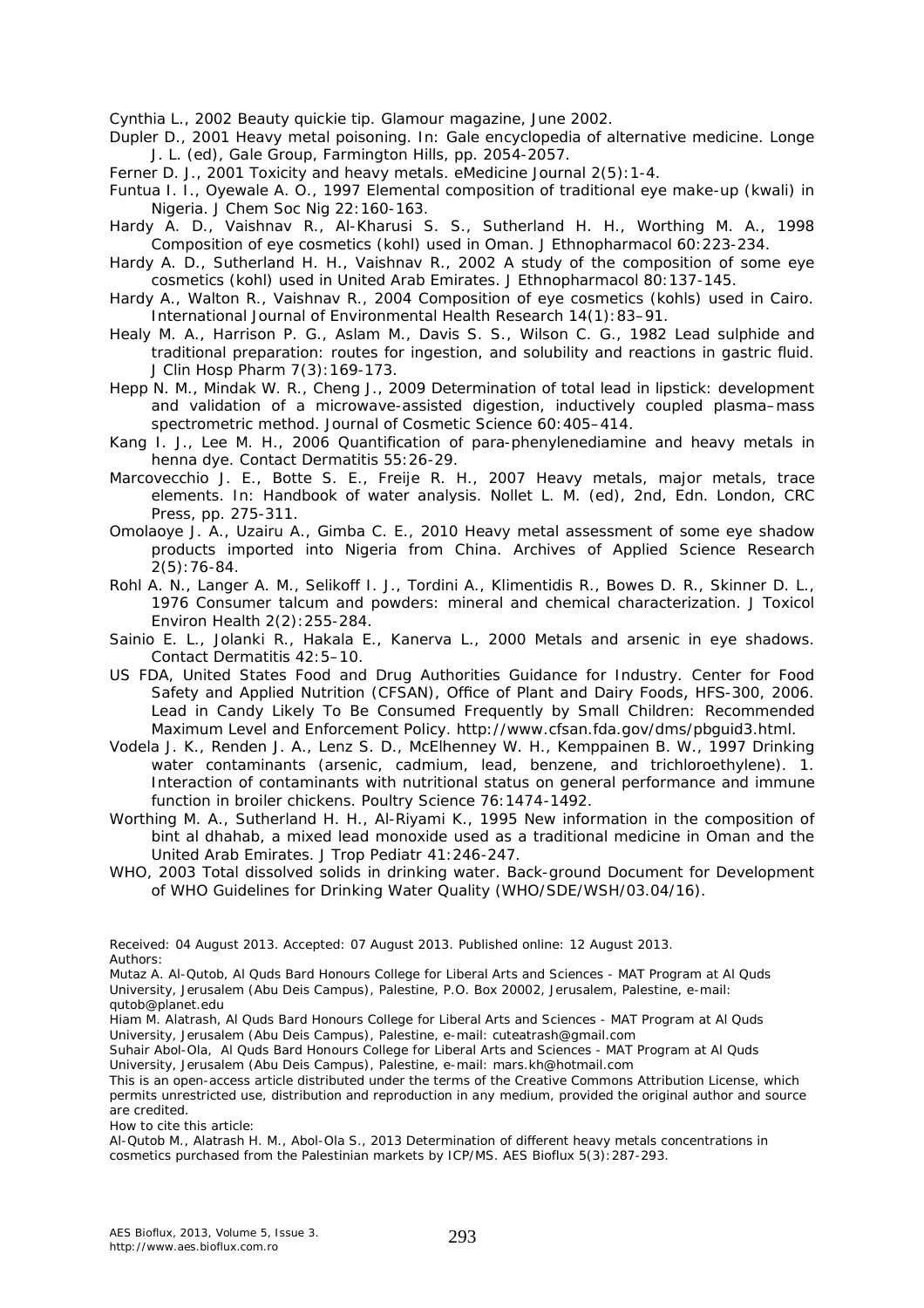Cynthia L., 2002 Beauty quickie tip. Glamour magazine, June 2002.

Dupler D., 2001 Heavy metal poisoning. In: Gale encyclopedia of alternative medicine. Longe J. L. (ed), Gale Group, Farmington Hills, pp. 2054-2057.

Ferner D. J., 2001 Toxicity and heavy metals. eMedicine Journal 2(5):1-4.

Funtua I. I., Oyewale A. O., 1997 Elemental composition of traditional eye make-up (kwali) in Nigeria. J Chem Soc Nig 22:160-163.

Hardy A. D., Vaishnav R., Al-Kharusi S. S., Sutherland H. H., Worthing M. A., 1998 Composition of eye cosmetics (kohl) used in Oman. J Ethnopharmacol 60:223-234.

Hardy A. D., Sutherland H. H., Vaishnav R., 2002 A study of the composition of some eye cosmetics (kohl) used in United Arab Emirates. J Ethnopharmacol 80:137-145.

Hardy A., Walton R., Vaishnav R., 2004 Composition of eye cosmetics (kohls) used in Cairo. International Journal of Environmental Health Research 14(1):83–91.

Healy M. A., Harrison P. G., Aslam M., Davis S. S., Wilson C. G., 1982 Lead sulphide and traditional preparation: routes for ingestion, and solubility and reactions in gastric fluid. J Clin Hosp Pharm 7(3):169-173.

Hepp N. M., Mindak W. R., Cheng J., 2009 Determination of total lead in lipstick: development and validation of a microwave-assisted digestion, inductively coupled plasma–mass spectrometric method. Journal of Cosmetic Science 60:405–414.

Kang I. J., Lee M. H., 2006 Quantification of para-phenylenediamine and heavy metals in henna dye. Contact Dermatitis 55:26-29.

Marcovecchio J. E., Botte S. E., Freije R. H., 2007 Heavy metals, major metals, trace elements. In: Handbook of water analysis. Nollet L. M. (ed), 2nd, Edn. London, CRC Press, pp. 275-311.

Omolaoye J. A., Uzairu A., Gimba C. E., 2010 Heavy metal assessment of some eye shadow products imported into Nigeria from China. Archives of Applied Science Research 2(5):76-84.

Rohl A. N., Langer A. M., Selikoff I. J., Tordini A., Klimentidis R., Bowes D. R., Skinner D. L., 1976 Consumer talcum and powders: mineral and chemical characterization. J Toxicol Environ Health 2(2):255-284.

Sainio E. L., Jolanki R., Hakala E., Kanerva L., 2000 Metals and arsenic in eye shadows. Contact Dermatitis 42:5–10.

US FDA, United States Food and Drug Authorities Guidance for Industry. Center for Food Safety and Applied Nutrition (CFSAN), Office of Plant and Dairy Foods, HFS-300, 2006. Lead in Candy Likely To Be Consumed Frequently by Small Children: Recommended Maximum Level and Enforcement Policy. http://www.cfsan.fda.gov/dms/pbguid3.html.

Vodela J. K., Renden J. A., Lenz S. D., McElhenney W. H., Kemppainen B. W., 1997 Drinking water contaminants (arsenic, cadmium, lead, benzene, and trichloroethylene). 1. Interaction of contaminants with nutritional status on general performance and immune function in broiler chickens. Poultry Science 76:1474-1492.

Worthing M. A., Sutherland H. H., Al-Riyami K., 1995 New information in the composition of bint al dhahab, a mixed lead monoxide used as a traditional medicine in Oman and the United Arab Emirates. J Trop Pediatr 41:246-247.

WHO, 2003 Total dissolved solids in drinking water. Back-ground Document for Development of WHO Guidelines for Drinking Water Quality (WHO/SDE/WSH/03.04/16).

Received: 04 August 2013. Accepted: 07 August 2013. Published online: 12 August 2013.

Authors:

Mutaz A. Al-Qutob, Al Quds Bard Honours College for Liberal Arts and Sciences - MAT Program at Al Quds University, Jerusalem (Abu Deis Campus), Palestine, P.O. Box 20002, Jerusalem, Palestine, e-mail: qutob@planet.edu

Hiam M. Alatrash, Al Quds Bard Honours College for Liberal Arts and Sciences - MAT Program at Al Quds University, Jerusalem (Abu Deis Campus), Palestine, e-mail: cuteatrash@gmail.com

Suhair Abol-Ola, Al Quds Bard Honours College for Liberal Arts and Sciences - MAT Program at Al Quds University, Jerusalem (Abu Deis Campus), Palestine, e-mail: mars.kh@hotmail.com

This is an open-access article distributed under the terms of the Creative Commons Attribution License, which permits unrestricted use, distribution and reproduction in any medium, provided the original author and source are credited.

How to cite this article:

Al-Qutob M., Alatrash H. M., Abol-Ola S., 2013 Determination of different heavy metals concentrations in cosmetics purchased from the Palestinian markets by ICP/MS. AES Bioflux 5(3):287-293.